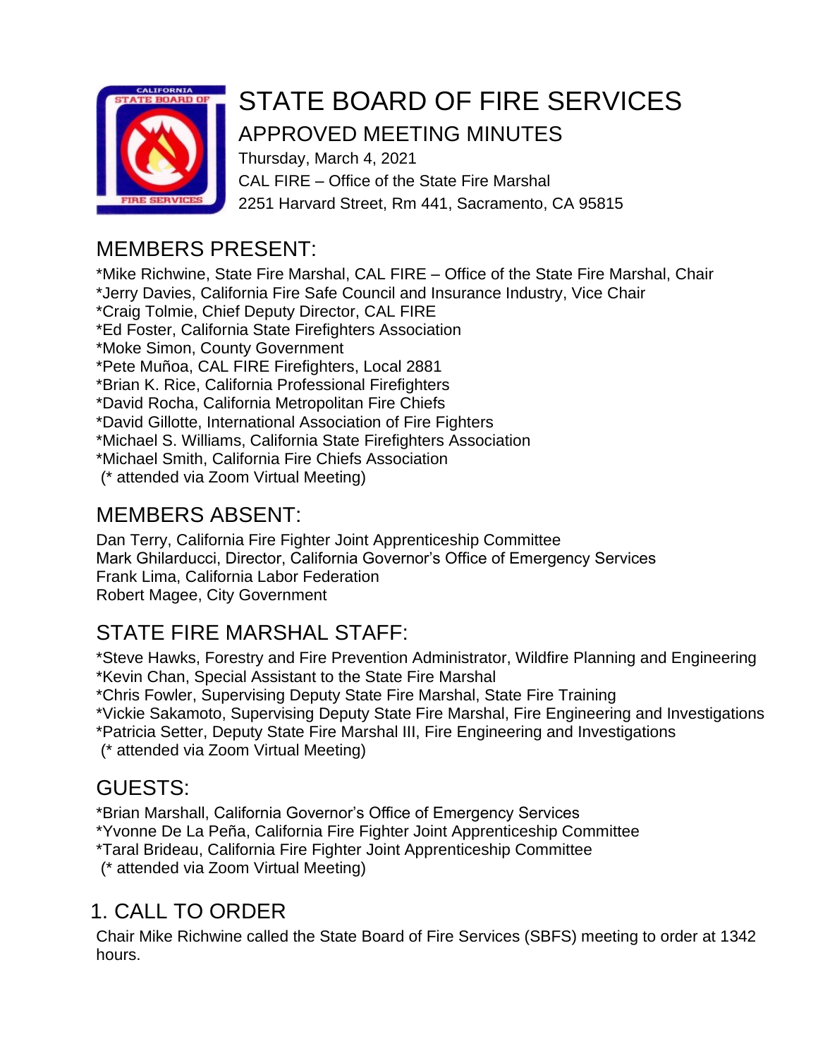# STATE BOARD OF FIRE SERVICES

## APPROVED MEETING MINUTES

Thursday, March 4, 2021
CAL FIRE – Office of the State Fire Marshal
2251 Harvard Street, Rm 441, Sacramento, CA 95815

## MEMBERS PRESENT:

*Mike Richwine, State Fire Marshal, CAL FIRE – Office of the State Fire Marshal, Chair
*Jerry Davies, California Fire Safe Council and Insurance Industry, Vice Chair
*Craig Tolmie, Chief Deputy Director, CAL FIRE
*Ed Foster, California State Firefighters Association
*Moke Simon, County Government
*Pete Muñoa, CAL FIRE Firefighters, Local 2881
*Brian K. Rice, California Professional Firefighters
*David Rocha, California Metropolitan Fire Chiefs
*David Gillotte, International Association of Fire Fighters
*Michael S. Williams, California State Firefighters Association
*Michael Smith, California Fire Chiefs Association
(* attended via Zoom Virtual Meeting)

## MEMBERS ABSENT:

Dan Terry, California Fire Fighter Joint Apprenticeship Committee
Mark Ghilarducci, Director, California Governor's Office of Emergency Services
Frank Lima, California Labor Federation
Robert Magee, City Government

## STATE FIRE MARSHAL STAFF:

*Steve Hawks, Forestry and Fire Prevention Administrator, Wildfire Planning and Engineering
*Kevin Chan, Special Assistant to the State Fire Marshal
*Chris Fowler, Supervising Deputy State Fire Marshal, State Fire Training
*Vickie Sakamoto, Supervising Deputy State Fire Marshal, Fire Engineering and Investigations
*Patricia Setter, Deputy State Fire Marshal III, Fire Engineering and Investigations
(* attended via Zoom Virtual Meeting)

## GUESTS:

*Brian Marshall, California Governor's Office of Emergency Services
*Yvonne De La Peña, California Fire Fighter Joint Apprenticeship Committee
*Taral Brideau, California Fire Fighter Joint Apprenticeship Committee
(* attended via Zoom Virtual Meeting)

## 1. CALL TO ORDER

Chair Mike Richwine called the State Board of Fire Services (SBFS) meeting to order at 1342 hours.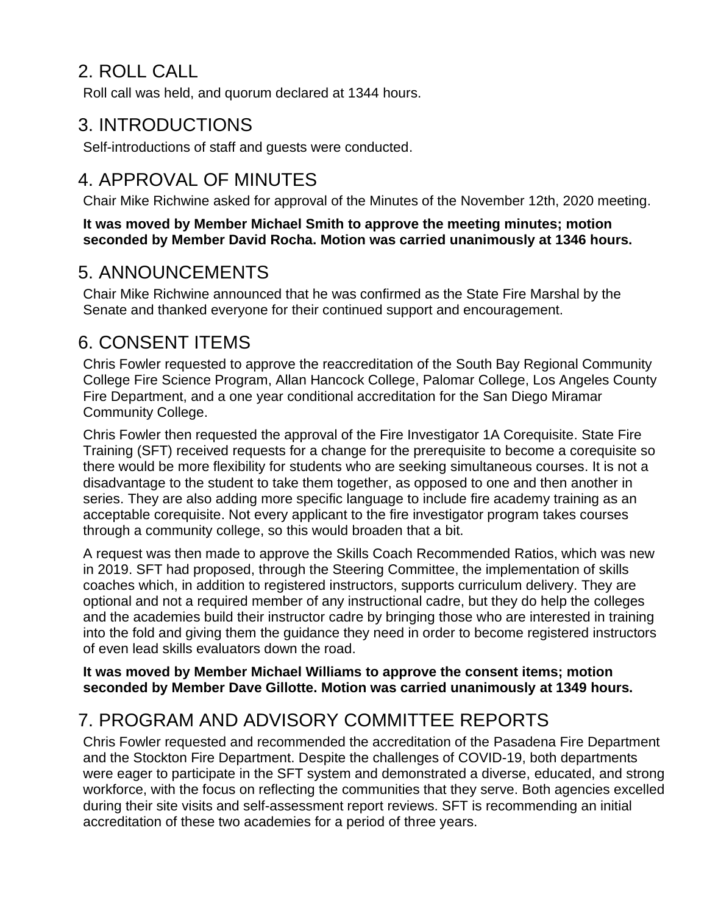## 2. ROLL CALL

Roll call was held, and quorum declared at 1344 hours.

## 3. INTRODUCTIONS

Self-introductions of staff and guests were conducted.

## 4. APPROVAL OF MINUTES

Chair Mike Richwine asked for approval of the Minutes of the November 12th, 2020 meeting.

**It was moved by Member Michael Smith to approve the meeting minutes; motion seconded by Member David Rocha. Motion was carried unanimously at 1346 hours.**

## 5. ANNOUNCEMENTS

Chair Mike Richwine announced that he was confirmed as the State Fire Marshal by the Senate and thanked everyone for their continued support and encouragement.

## 6. CONSENT ITEMS

Chris Fowler requested to approve the reaccreditation of the South Bay Regional Community College Fire Science Program, Allan Hancock College, Palomar College, Los Angeles County Fire Department, and a one year conditional accreditation for the San Diego Miramar Community College.

Chris Fowler then requested the approval of the Fire Investigator 1A Corequisite. State Fire Training (SFT) received requests for a change for the prerequisite to become a corequisite so there would be more flexibility for students who are seeking simultaneous courses. It is not a disadvantage to the student to take them together, as opposed to one and then another in series. They are also adding more specific language to include fire academy training as an acceptable corequisite. Not every applicant to the fire investigator program takes courses through a community college, so this would broaden that a bit.

A request was then made to approve the Skills Coach Recommended Ratios, which was new in 2019. SFT had proposed, through the Steering Committee, the implementation of skills coaches which, in addition to registered instructors, supports curriculum delivery. They are optional and not a required member of any instructional cadre, but they do help the colleges and the academies build their instructor cadre by bringing those who are interested in training into the fold and giving them the guidance they need in order to become registered instructors of even lead skills evaluators down the road.

**It was moved by Member Michael Williams to approve the consent items; motion seconded by Member Dave Gillotte. Motion was carried unanimously at 1349 hours.**

## 7. PROGRAM AND ADVISORY COMMITTEE REPORTS

Chris Fowler requested and recommended the accreditation of the Pasadena Fire Department and the Stockton Fire Department. Despite the challenges of COVID-19, both departments were eager to participate in the SFT system and demonstrated a diverse, educated, and strong workforce, with the focus on reflecting the communities that they serve. Both agencies excelled during their site visits and self-assessment report reviews. SFT is recommending an initial accreditation of these two academies for a period of three years.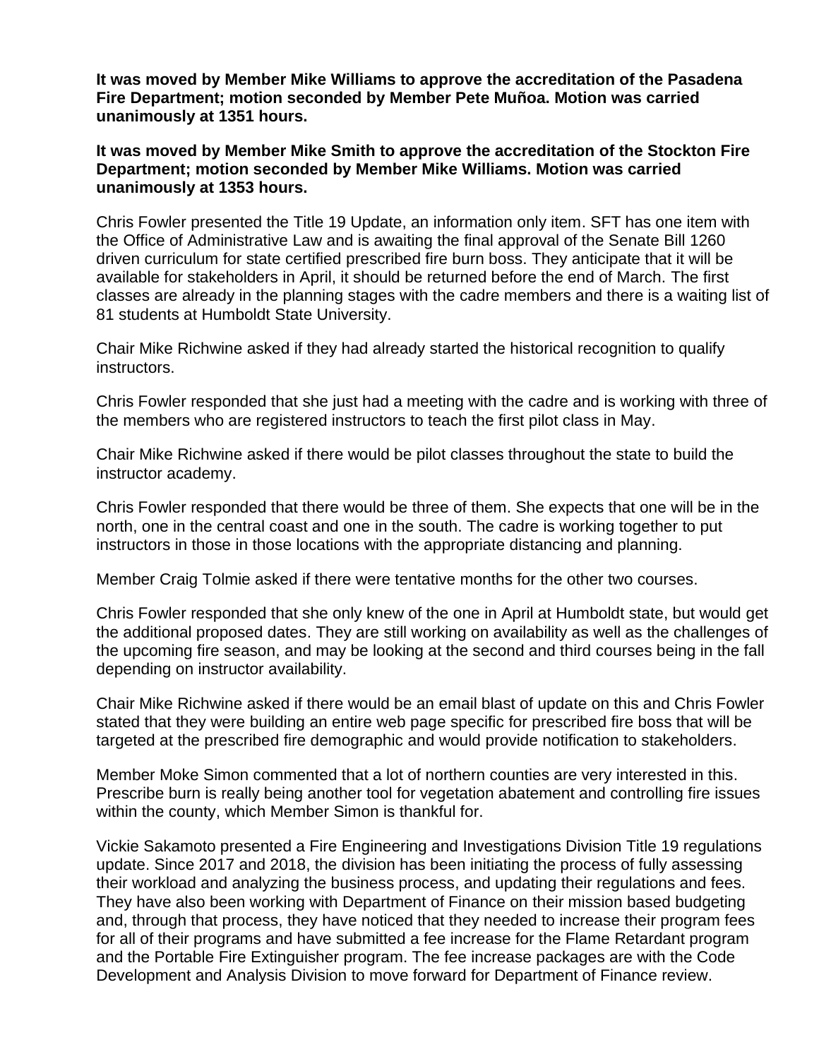**It was moved by Member Mike Williams to approve the accreditation of the Pasadena Fire Department; motion seconded by Member Pete Muñoa. Motion was carried unanimously at 1351 hours.**

**It was moved by Member Mike Smith to approve the accreditation of the Stockton Fire Department; motion seconded by Member Mike Williams. Motion was carried unanimously at 1353 hours.**

Chris Fowler presented the Title 19 Update, an information only item. SFT has one item with the Office of Administrative Law and is awaiting the final approval of the Senate Bill 1260 driven curriculum for state certified prescribed fire burn boss. They anticipate that it will be available for stakeholders in April, it should be returned before the end of March. The first classes are already in the planning stages with the cadre members and there is a waiting list of 81 students at Humboldt State University.

Chair Mike Richwine asked if they had already started the historical recognition to qualify instructors.

Chris Fowler responded that she just had a meeting with the cadre and is working with three of the members who are registered instructors to teach the first pilot class in May.

Chair Mike Richwine asked if there would be pilot classes throughout the state to build the instructor academy.

Chris Fowler responded that there would be three of them. She expects that one will be in the north, one in the central coast and one in the south. The cadre is working together to put instructors in those in those locations with the appropriate distancing and planning.

Member Craig Tolmie asked if there were tentative months for the other two courses.

Chris Fowler responded that she only knew of the one in April at Humboldt state, but would get the additional proposed dates. They are still working on availability as well as the challenges of the upcoming fire season, and may be looking at the second and third courses being in the fall depending on instructor availability.

Chair Mike Richwine asked if there would be an email blast of update on this and Chris Fowler stated that they were building an entire web page specific for prescribed fire boss that will be targeted at the prescribed fire demographic and would provide notification to stakeholders.

Member Moke Simon commented that a lot of northern counties are very interested in this. Prescribe burn is really being another tool for vegetation abatement and controlling fire issues within the county, which Member Simon is thankful for.

Vickie Sakamoto presented a Fire Engineering and Investigations Division Title 19 regulations update. Since 2017 and 2018, the division has been initiating the process of fully assessing their workload and analyzing the business process, and updating their regulations and fees. They have also been working with Department of Finance on their mission based budgeting and, through that process, they have noticed that they needed to increase their program fees for all of their programs and have submitted a fee increase for the Flame Retardant program and the Portable Fire Extinguisher program. The fee increase packages are with the Code Development and Analysis Division to move forward for Department of Finance review.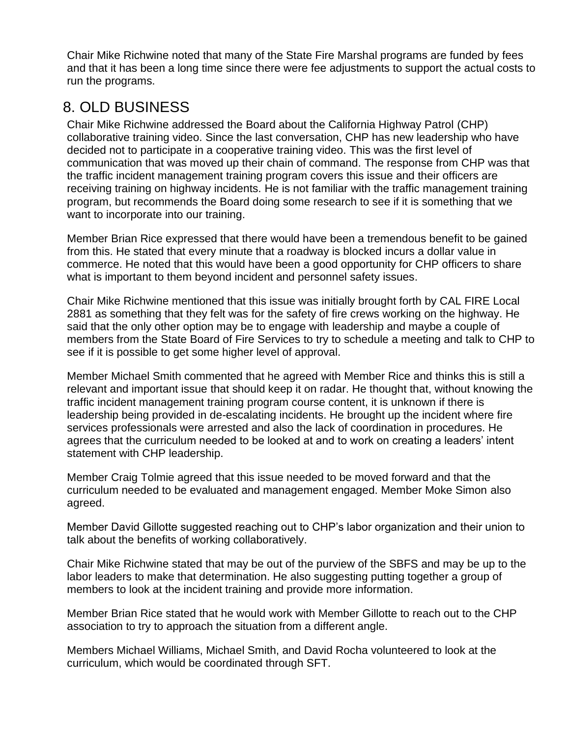Chair Mike Richwine noted that many of the State Fire Marshal programs are funded by fees and that it has been a long time since there were fee adjustments to support the actual costs to run the programs.

## 8. OLD BUSINESS

Chair Mike Richwine addressed the Board about the California Highway Patrol (CHP) collaborative training video. Since the last conversation, CHP has new leadership who have decided not to participate in a cooperative training video. This was the first level of communication that was moved up their chain of command. The response from CHP was that the traffic incident management training program covers this issue and their officers are receiving training on highway incidents. He is not familiar with the traffic management training program, but recommends the Board doing some research to see if it is something that we want to incorporate into our training.

Member Brian Rice expressed that there would have been a tremendous benefit to be gained from this. He stated that every minute that a roadway is blocked incurs a dollar value in commerce. He noted that this would have been a good opportunity for CHP officers to share what is important to them beyond incident and personnel safety issues.

Chair Mike Richwine mentioned that this issue was initially brought forth by CAL FIRE Local 2881 as something that they felt was for the safety of fire crews working on the highway. He said that the only other option may be to engage with leadership and maybe a couple of members from the State Board of Fire Services to try to schedule a meeting and talk to CHP to see if it is possible to get some higher level of approval.

Member Michael Smith commented that he agreed with Member Rice and thinks this is still a relevant and important issue that should keep it on radar. He thought that, without knowing the traffic incident management training program course content, it is unknown if there is leadership being provided in de-escalating incidents. He brought up the incident where fire services professionals were arrested and also the lack of coordination in procedures. He agrees that the curriculum needed to be looked at and to work on creating a leaders' intent statement with CHP leadership.

Member Craig Tolmie agreed that this issue needed to be moved forward and that the curriculum needed to be evaluated and management engaged. Member Moke Simon also agreed.

Member David Gillotte suggested reaching out to CHP's labor organization and their union to talk about the benefits of working collaboratively.

Chair Mike Richwine stated that may be out of the purview of the SBFS and may be up to the labor leaders to make that determination. He also suggesting putting together a group of members to look at the incident training and provide more information.

Member Brian Rice stated that he would work with Member Gillotte to reach out to the CHP association to try to approach the situation from a different angle.

Members Michael Williams, Michael Smith, and David Rocha volunteered to look at the curriculum, which would be coordinated through SFT.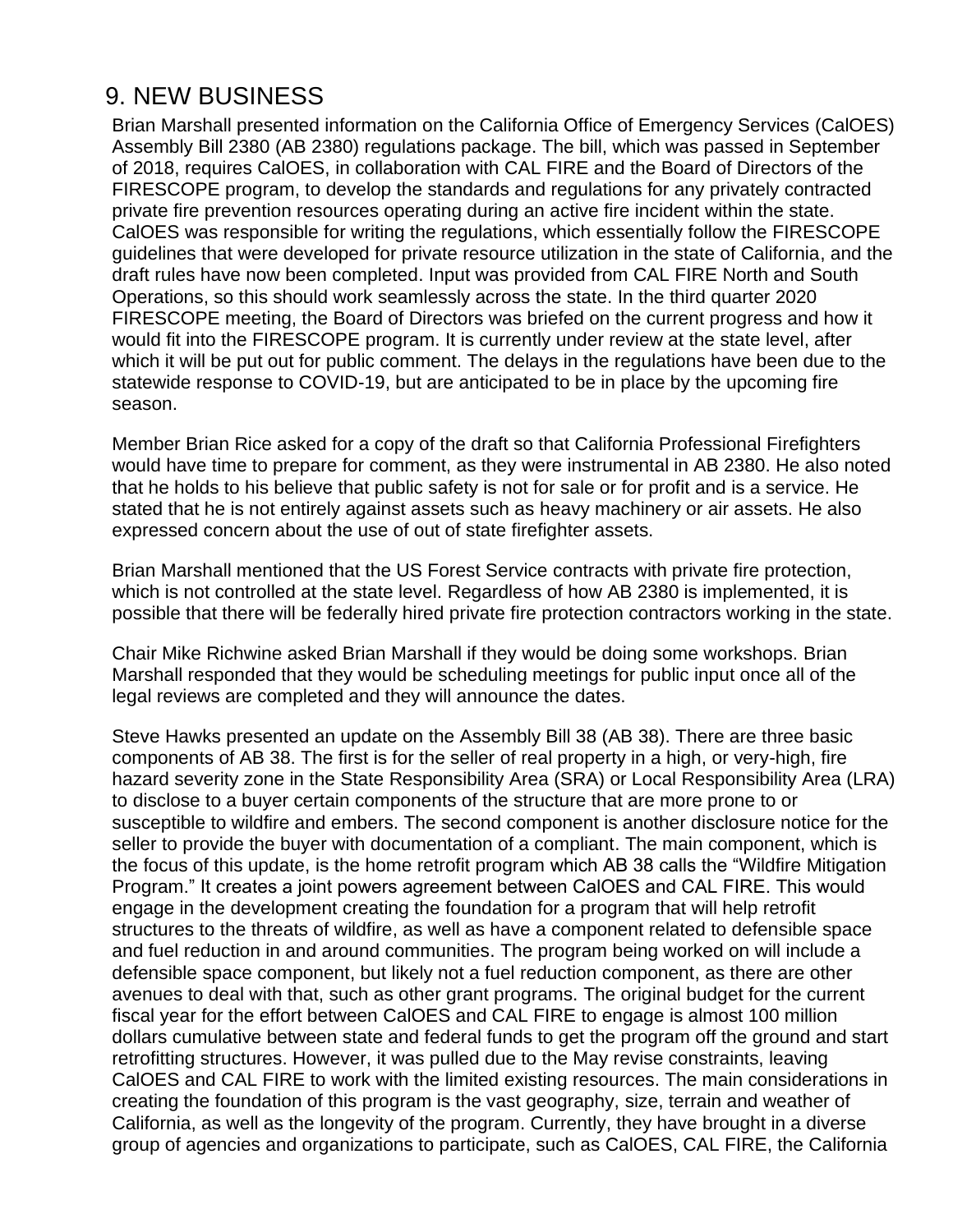## 9. NEW BUSINESS

Brian Marshall presented information on the California Office of Emergency Services (CalOES) Assembly Bill 2380 (AB 2380) regulations package. The bill, which was passed in September of 2018, requires CalOES, in collaboration with CAL FIRE and the Board of Directors of the FIRESCOPE program, to develop the standards and regulations for any privately contracted private fire prevention resources operating during an active fire incident within the state. CalOES was responsible for writing the regulations, which essentially follow the FIRESCOPE guidelines that were developed for private resource utilization in the state of California, and the draft rules have now been completed. Input was provided from CAL FIRE North and South Operations, so this should work seamlessly across the state. In the third quarter 2020 FIRESCOPE meeting, the Board of Directors was briefed on the current progress and how it would fit into the FIRESCOPE program. It is currently under review at the state level, after which it will be put out for public comment. The delays in the regulations have been due to the statewide response to COVID-19, but are anticipated to be in place by the upcoming fire season.

Member Brian Rice asked for a copy of the draft so that California Professional Firefighters would have time to prepare for comment, as they were instrumental in AB 2380. He also noted that he holds to his believe that public safety is not for sale or for profit and is a service. He stated that he is not entirely against assets such as heavy machinery or air assets. He also expressed concern about the use of out of state firefighter assets.

Brian Marshall mentioned that the US Forest Service contracts with private fire protection, which is not controlled at the state level. Regardless of how AB 2380 is implemented, it is possible that there will be federally hired private fire protection contractors working in the state.

Chair Mike Richwine asked Brian Marshall if they would be doing some workshops. Brian Marshall responded that they would be scheduling meetings for public input once all of the legal reviews are completed and they will announce the dates.

Steve Hawks presented an update on the Assembly Bill 38 (AB 38). There are three basic components of AB 38. The first is for the seller of real property in a high, or very-high, fire hazard severity zone in the State Responsibility Area (SRA) or Local Responsibility Area (LRA) to disclose to a buyer certain components of the structure that are more prone to or susceptible to wildfire and embers. The second component is another disclosure notice for the seller to provide the buyer with documentation of a compliant. The main component, which is the focus of this update, is the home retrofit program which AB 38 calls the "Wildfire Mitigation Program." It creates a joint powers agreement between CalOES and CAL FIRE. This would engage in the development creating the foundation for a program that will help retrofit structures to the threats of wildfire, as well as have a component related to defensible space and fuel reduction in and around communities. The program being worked on will include a defensible space component, but likely not a fuel reduction component, as there are other avenues to deal with that, such as other grant programs. The original budget for the current fiscal year for the effort between CalOES and CAL FIRE to engage is almost 100 million dollars cumulative between state and federal funds to get the program off the ground and start retrofitting structures. However, it was pulled due to the May revise constraints, leaving CalOES and CAL FIRE to work with the limited existing resources. The main considerations in creating the foundation of this program is the vast geography, size, terrain and weather of California, as well as the longevity of the program. Currently, they have brought in a diverse group of agencies and organizations to participate, such as CalOES, CAL FIRE, the California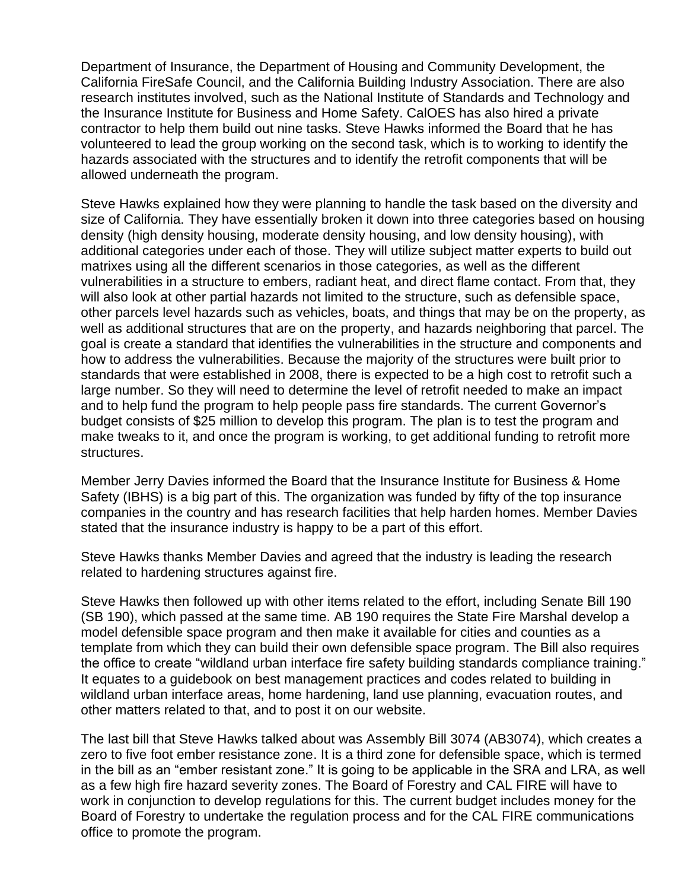Department of Insurance, the Department of Housing and Community Development, the California FireSafe Council, and the California Building Industry Association. There are also research institutes involved, such as the National Institute of Standards and Technology and the Insurance Institute for Business and Home Safety. CalOES has also hired a private contractor to help them build out nine tasks. Steve Hawks informed the Board that he has volunteered to lead the group working on the second task, which is to working to identify the hazards associated with the structures and to identify the retrofit components that will be allowed underneath the program.

Steve Hawks explained how they were planning to handle the task based on the diversity and size of California. They have essentially broken it down into three categories based on housing density (high density housing, moderate density housing, and low density housing), with additional categories under each of those. They will utilize subject matter experts to build out matrixes using all the different scenarios in those categories, as well as the different vulnerabilities in a structure to embers, radiant heat, and direct flame contact. From that, they will also look at other partial hazards not limited to the structure, such as defensible space, other parcels level hazards such as vehicles, boats, and things that may be on the property, as well as additional structures that are on the property, and hazards neighboring that parcel. The goal is create a standard that identifies the vulnerabilities in the structure and components and how to address the vulnerabilities. Because the majority of the structures were built prior to standards that were established in 2008, there is expected to be a high cost to retrofit such a large number. So they will need to determine the level of retrofit needed to make an impact and to help fund the program to help people pass fire standards. The current Governor's budget consists of $25 million to develop this program. The plan is to test the program and make tweaks to it, and once the program is working, to get additional funding to retrofit more structures.

Member Jerry Davies informed the Board that the Insurance Institute for Business & Home Safety (IBHS) is a big part of this. The organization was funded by fifty of the top insurance companies in the country and has research facilities that help harden homes. Member Davies stated that the insurance industry is happy to be a part of this effort.

Steve Hawks thanks Member Davies and agreed that the industry is leading the research related to hardening structures against fire.

Steve Hawks then followed up with other items related to the effort, including Senate Bill 190 (SB 190), which passed at the same time. AB 190 requires the State Fire Marshal develop a model defensible space program and then make it available for cities and counties as a template from which they can build their own defensible space program. The Bill also requires the office to create "wildland urban interface fire safety building standards compliance training." It equates to a guidebook on best management practices and codes related to building in wildland urban interface areas, home hardening, land use planning, evacuation routes, and other matters related to that, and to post it on our website.

The last bill that Steve Hawks talked about was Assembly Bill 3074 (AB3074), which creates a zero to five foot ember resistance zone. It is a third zone for defensible space, which is termed in the bill as an "ember resistant zone." It is going to be applicable in the SRA and LRA, as well as a few high fire hazard severity zones. The Board of Forestry and CAL FIRE will have to work in conjunction to develop regulations for this. The current budget includes money for the Board of Forestry to undertake the regulation process and for the CAL FIRE communications office to promote the program.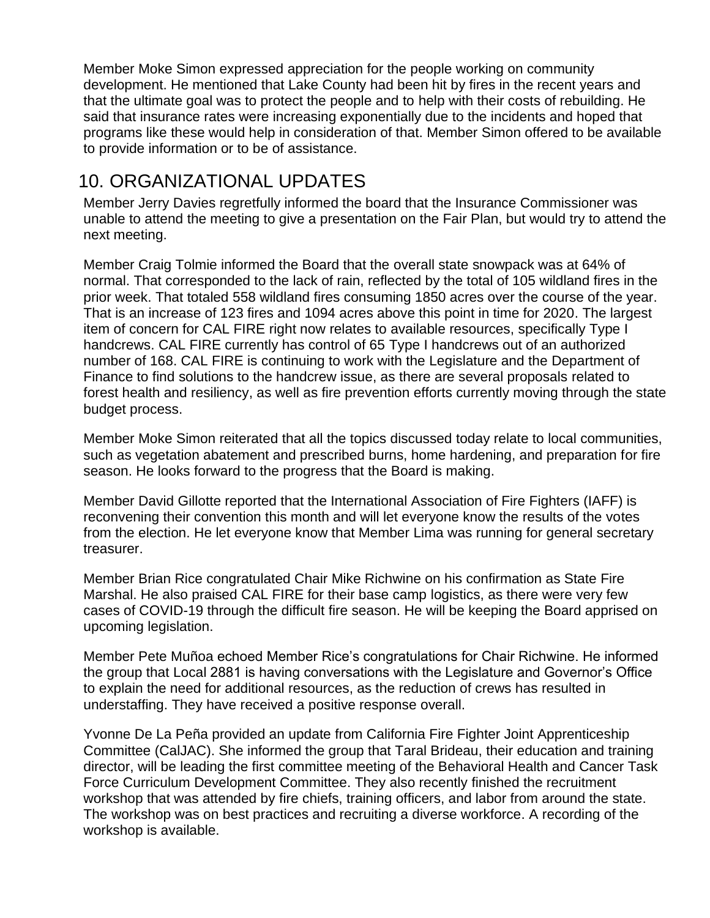Member Moke Simon expressed appreciation for the people working on community development. He mentioned that Lake County had been hit by fires in the recent years and that the ultimate goal was to protect the people and to help with their costs of rebuilding. He said that insurance rates were increasing exponentially due to the incidents and hoped that programs like these would help in consideration of that. Member Simon offered to be available to provide information or to be of assistance.

# 10. ORGANIZATIONAL UPDATES

Member Jerry Davies regretfully informed the board that the Insurance Commissioner was unable to attend the meeting to give a presentation on the Fair Plan, but would try to attend the next meeting.

Member Craig Tolmie informed the Board that the overall state snowpack was at 64% of normal. That corresponded to the lack of rain, reflected by the total of 105 wildland fires in the prior week. That totaled 558 wildland fires consuming 1850 acres over the course of the year. That is an increase of 123 fires and 1094 acres above this point in time for 2020. The largest item of concern for CAL FIRE right now relates to available resources, specifically Type I handcrews. CAL FIRE currently has control of 65 Type I handcrews out of an authorized number of 168. CAL FIRE is continuing to work with the Legislature and the Department of Finance to find solutions to the handcrew issue, as there are several proposals related to forest health and resiliency, as well as fire prevention efforts currently moving through the state budget process.

Member Moke Simon reiterated that all the topics discussed today relate to local communities, such as vegetation abatement and prescribed burns, home hardening, and preparation for fire season. He looks forward to the progress that the Board is making.

Member David Gillotte reported that the International Association of Fire Fighters (IAFF) is reconvening their convention this month and will let everyone know the results of the votes from the election. He let everyone know that Member Lima was running for general secretary treasurer.

Member Brian Rice congratulated Chair Mike Richwine on his confirmation as State Fire Marshal. He also praised CAL FIRE for their base camp logistics, as there were very few cases of COVID-19 through the difficult fire season. He will be keeping the Board apprised on upcoming legislation.

Member Pete Muñoa echoed Member Rice's congratulations for Chair Richwine. He informed the group that Local 2881 is having conversations with the Legislature and Governor's Office to explain the need for additional resources, as the reduction of crews has resulted in understaffing. They have received a positive response overall.

Yvonne De La Peña provided an update from California Fire Fighter Joint Apprenticeship Committee (CalJAC). She informed the group that Taral Brideau, their education and training director, will be leading the first committee meeting of the Behavioral Health and Cancer Task Force Curriculum Development Committee. They also recently finished the recruitment workshop that was attended by fire chiefs, training officers, and labor from around the state. The workshop was on best practices and recruiting a diverse workforce. A recording of the workshop is available.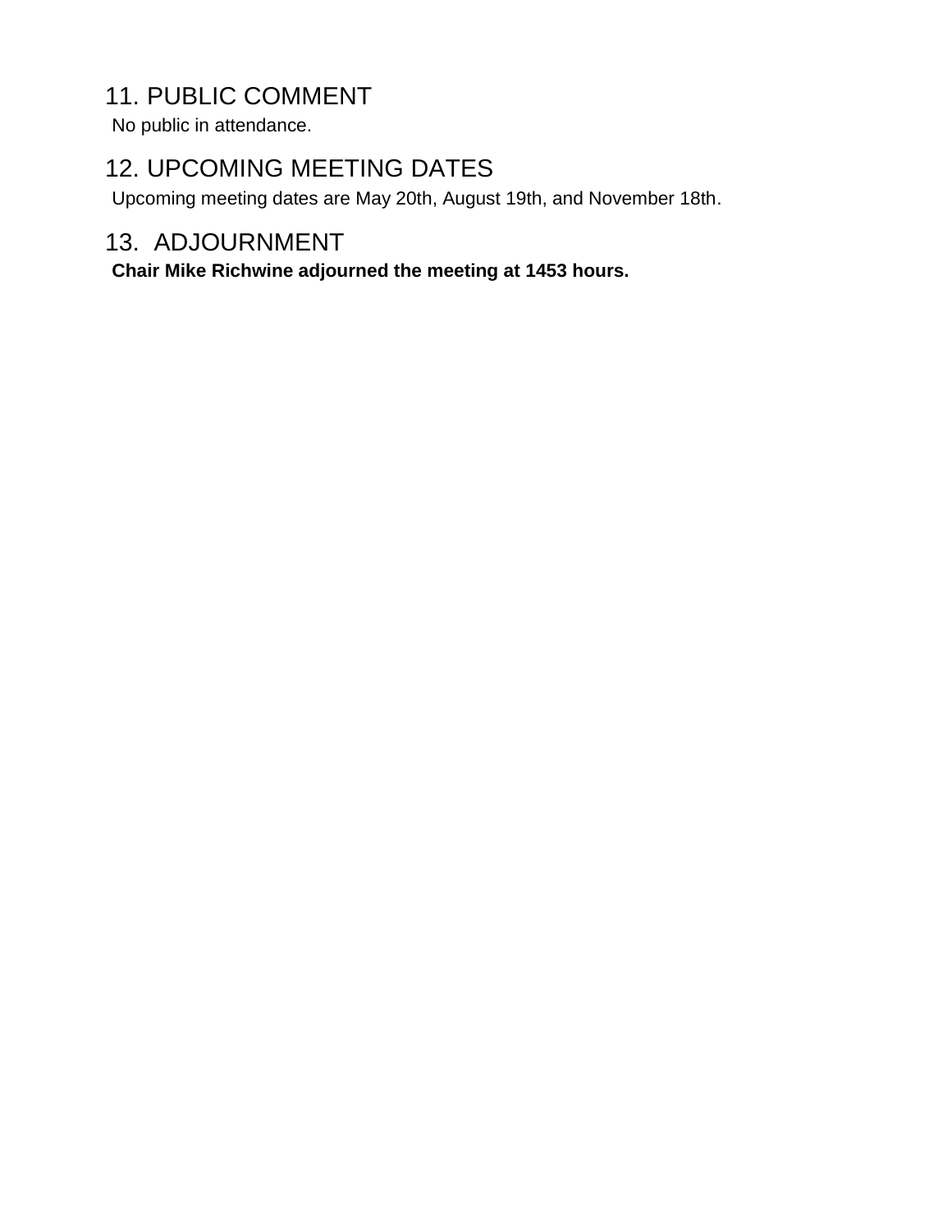## 11. PUBLIC COMMENT

No public in attendance.

## 12. UPCOMING MEETING DATES

Upcoming meeting dates are May 20th, August 19th, and November 18th.

## 13. ADJOURNMENT

**Chair Mike Richwine adjourned the meeting at 1453 hours.**